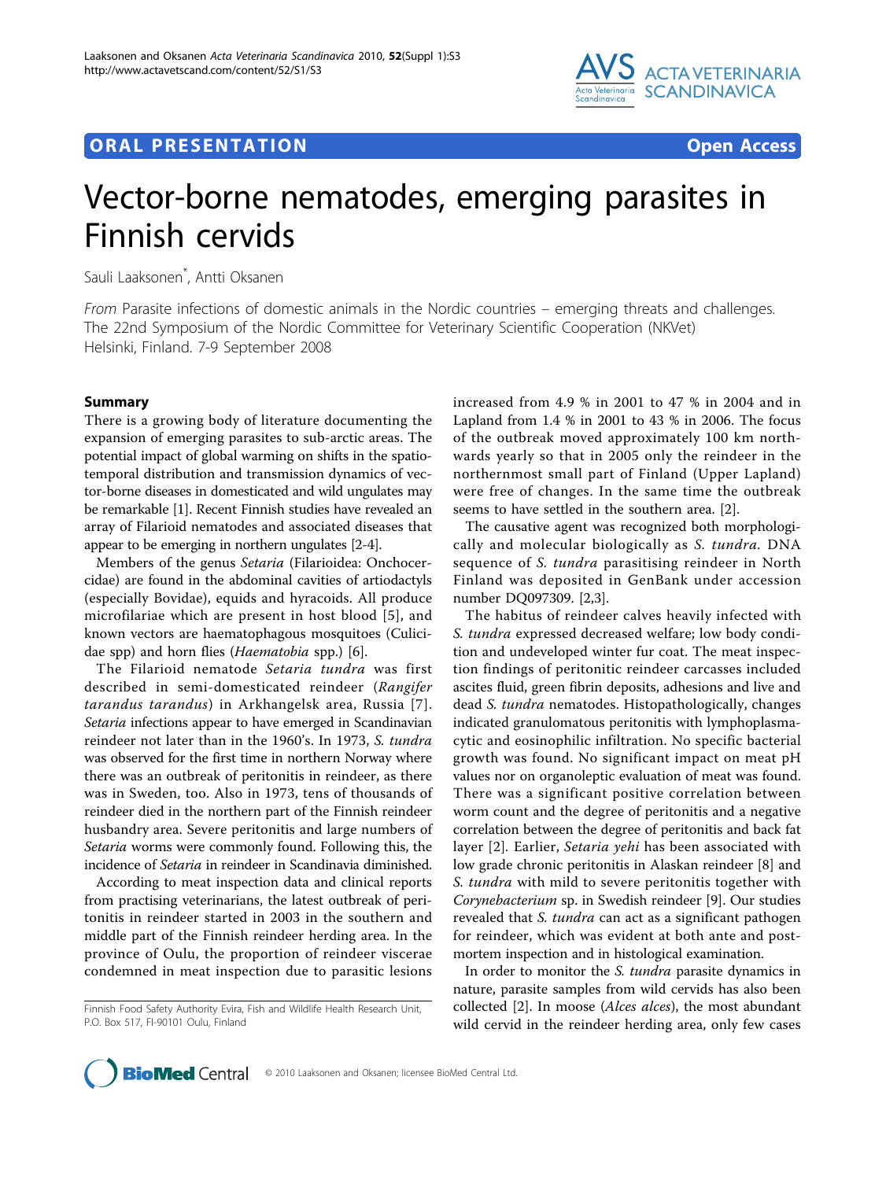## ORAL PRESENTATION

**Open Access**

# Vector-borne nematodes, emerging parasites in Finnish cervids

Sauli Laaksonen*, Antti Oksanen

*From* Parasite infections of domestic animals in the Nordic countries – emerging threats and challenges. The 22nd Symposium of the Nordic Committee for Veterinary Scientific Cooperation (NKVet) Helsinki, Finland. 7-9 September 2008

### Summary

There is a growing body of literature documenting the expansion of emerging parasites to sub-arctic areas. The potential impact of global warming on shifts in the spatio-temporal distribution and transmission dynamics of vector-borne diseases in domesticated and wild ungulates may be remarkable [1]. Recent Finnish studies have revealed an array of Filarioid nematodes and associated diseases that appear to be emerging in northern ungulates [2-4].

Members of the genus *Setaria* (Filarioidea: Onchocercidae) are found in the abdominal cavities of artiodactyls (especially Bovidae), equids and hyracoids. All produce microfilariae which are present in host blood [5], and known vectors are haematophagous mosquitoes (Culicidae spp) and horn flies (*Haematobia* spp.) [6].

The Filarioid nematode *Setaria tundra* was first described in semi-domesticated reindeer (*Rangifer tarandus tarandus*) in Arkhangelsk area, Russia [7]. *Setaria* infections appear to have emerged in Scandinavian reindeer not later than in the 1960's. In 1973, *S. tundra* was observed for the first time in northern Norway where there was an outbreak of peritonitis in reindeer, as there was in Sweden, too. Also in 1973, tens of thousands of reindeer died in the northern part of the Finnish reindeer husbandry area. Severe peritonitis and large numbers of *Setaria* worms were commonly found. Following this, the incidence of *Setaria* in reindeer in Scandinavia diminished.

According to meat inspection data and clinical reports from practising veterinarians, the latest outbreak of peritonitis in reindeer started in 2003 in the southern and middle part of the Finnish reindeer herding area. In the province of Oulu, the proportion of reindeer viscerae condemned in meat inspection due to parasitic lesions increased from 4.9 % in 2001 to 47 % in 2004 and in Lapland from 1.4 % in 2001 to 43 % in 2006. The focus of the outbreak moved approximately 100 km northwards yearly so that in 2005 only the reindeer in the northernmost small part of Finland (Upper Lapland) were free of changes. In the same time the outbreak seems to have settled in the southern area. [2].

The causative agent was recognized both morphologically and molecular biologically as *S. tundra*. DNA sequence of *S. tundra* parasitising reindeer in North Finland was deposited in GenBank under accession number DQ097309. [2,3].

The habitus of reindeer calves heavily infected with *S. tundra* expressed decreased welfare; low body condition and undeveloped winter fur coat. The meat inspection findings of peritonitic reindeer carcasses included ascites fluid, green fibrin deposits, adhesions and live and dead *S. tundra* nematodes. Histopathologically, changes indicated granulomatous peritonitis with lymphoplasmacytic and eosinophilic infiltration. No specific bacterial growth was found. No significant impact on meat pH values nor on organoleptic evaluation of meat was found. There was a significant positive correlation between worm count and the degree of peritonitis and a negative correlation between the degree of peritonitis and back fat layer [2]. Earlier, *Setaria yehi* has been associated with low grade chronic peritonitis in Alaskan reindeer [8] and *S. tundra* with mild to severe peritonitis together with *Corynebacterium* sp. in Swedish reindeer [9]. Our studies revealed that *S. tundra* can act as a significant pathogen for reindeer, which was evident at both ante and postmortem inspection and in histological examination.

In order to monitor the *S. tundra* parasite dynamics in nature, parasite samples from wild cervids has also been collected [2]. In moose (*Alces alces*), the most abundant wild cervid in the reindeer herding area, only few cases

Finnish Food Safety Authority Evira, Fish and Wildlife Health Research Unit, P.O. Box 517, FI-90101 Oulu, Finland

© 2010 Laaksonen and Oksanen; licensee BioMed Central Ltd.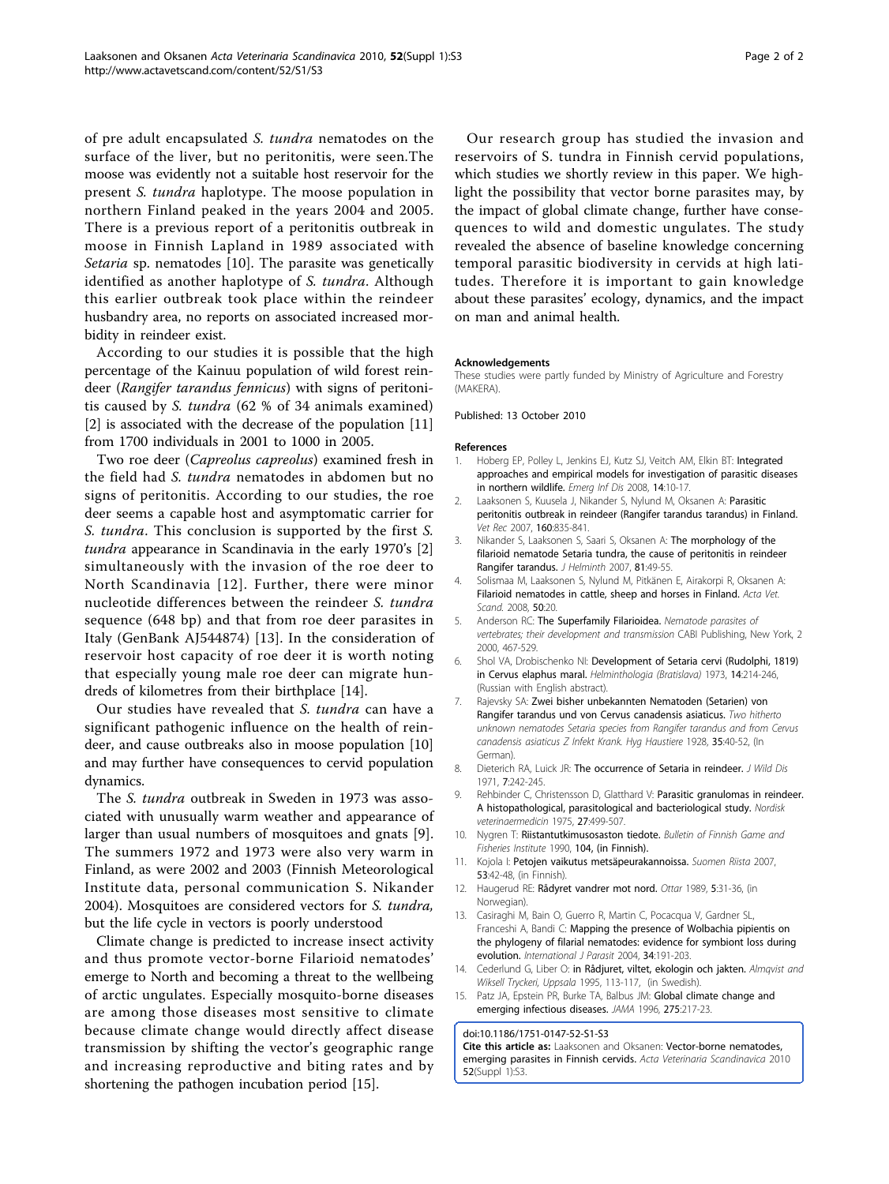of pre adult encapsulated *S. tundra* nematodes on the surface of the liver, but no peritonitis, were seen.The moose was evidently not a suitable host reservoir for the present *S. tundra* haplotype. The moose population in northern Finland peaked in the years 2004 and 2005. There is a previous report of a peritonitis outbreak in moose in Finnish Lapland in 1989 associated with *Setaria* sp. nematodes [10]. The parasite was genetically identified as another haplotype of *S. tundra*. Although this earlier outbreak took place within the reindeer husbandry area, no reports on associated increased morbidity in reindeer exist.

According to our studies it is possible that the high percentage of the Kainuu population of wild forest reindeer (*Rangifer tarandus fennicus*) with signs of peritonitis caused by *S. tundra* (62 % of 34 animals examined) [2] is associated with the decrease of the population [11] from 1700 individuals in 2001 to 1000 in 2005.

Two roe deer (*Capreolus capreolus*) examined fresh in the field had *S. tundra* nematodes in abdomen but no signs of peritonitis. According to our studies, the roe deer seems a capable host and asymptomatic carrier for *S. tundra*. This conclusion is supported by the first *S. tundra* appearance in Scandinavia in the early 1970's [2] simultaneously with the invasion of the roe deer to North Scandinavia [12]. Further, there were minor nucleotide differences between the reindeer *S. tundra* sequence (648 bp) and that from roe deer parasites in Italy (GenBank AJ544874) [13]. In the consideration of reservoir host capacity of roe deer it is worth noting that especially young male roe deer can migrate hundreds of kilometres from their birthplace [14].

Our studies have revealed that *S. tundra* can have a significant pathogenic influence on the health of reindeer, and cause outbreaks also in moose population [10] and may further have consequences to cervid population dynamics.

The *S. tundra* outbreak in Sweden in 1973 was associated with unusually warm weather and appearance of larger than usual numbers of mosquitoes and gnats [9]. The summers 1972 and 1973 were also very warm in Finland, as were 2002 and 2003 (Finnish Meteorological Institute data, personal communication S. Nikander 2004). Mosquitoes are considered vectors for *S. tundra,* but the life cycle in vectors is poorly understood

Climate change is predicted to increase insect activity and thus promote vector-borne Filarioid nematodes' emerge to North and becoming a threat to the wellbeing of arctic ungulates. Especially mosquito-borne diseases are among those diseases most sensitive to climate because climate change would directly affect disease transmission by shifting the vector's geographic range and increasing reproductive and biting rates and by shortening the pathogen incubation period [15].

Our research group has studied the invasion and reservoirs of S. tundra in Finnish cervid populations, which studies we shortly review in this paper. We highlight the possibility that vector borne parasites may, by the impact of global climate change, further have consequences to wild and domestic ungulates. The study revealed the absence of baseline knowledge concerning temporal parasitic biodiversity in cervids at high latitudes. Therefore it is important to gain knowledge about these parasites' ecology, dynamics, and the impact on man and animal health.

#### Acknowledgements

These studies were partly funded by Ministry of Agriculture and Forestry (MAKERA).

Published: 13 October 2010

#### References

1. Hoberg EP, Polley L, Jenkins EJ, Kutz SJ, Veitch AM, Elkin BT: **Integrated approaches and empirical models for investigation of parasitic diseases in northern wildlife.** *Emerg Inf Dis* 2008, **14**:10-17.
2. Laaksonen S, Kuusela J, Nikander S, Nylund M, Oksanen A: **Parasitic peritonitis outbreak in reindeer (Rangifer tarandus tarandus) in Finland.** *Vet Rec* 2007, **160**:835-841.
3. Nikander S, Laaksonen S, Saari S, Oksanen A: **The morphology of the filarioid nematode Setaria tundra, the cause of peritonitis in reindeer Rangifer tarandus.** *J Helminth* 2007, **81**:49-55.
4. Solismaa M, Laaksonen S, Nylund M, Pitkänen E, Airakorpi R, Oksanen A: **Filarioid nematodes in cattle, sheep and horses in Finland.** *Acta Vet. Scand.* 2008, **50**:20.
5. Anderson RC: **The Superfamily Filarioidea.** *Nematode parasites of vertebrates; their development and transmission* CABI Publishing, New York, 2 2000, 467-529.
6. Shol VA, Drobischenko NI: **Development of Setaria cervi (Rudolphi, 1819) in Cervus elaphus maral.** *Helminthologia (Bratislava)* 1973, **14**:214-246, (Russian with English abstract).
7. Rajevsky SA: **Zwei bisher unbekannten Nematoden (Setarien) von Rangifer tarandus und von Cervus canadensis asiaticus.** *Two hitherto unknown nematodes Setaria species from Rangifer tarandus and from Cervus canadensis asiaticus Z Infekt Krank. Hyg Haustiere* 1928, **35**:40-52, (In German).
8. Dieterich RA, Luick JR: **The occurrence of Setaria in reindeer.** *J Wild Dis* 1971, **7**:242-245.
9. Rehbinder C, Christensson D, Glatthard V: **Parasitic granulomas in reindeer. A histopathological, parasitological and bacteriological study.** *Nordisk veterinaermedicin* 1975, **27**:499-507.
10. Nygren T: **Riistantutkimusosaston tiedote.** *Bulletin of Finnish Game and Fisheries Institute* 1990, **104**, (in Finnish).
11. Kojola I: **Petojen vaikutus metsäpeurakannoissa.** *Suomen Riista* 2007, **53**:42-48, (in Finnish).
12. Haugerud RE: **Rådyret vandrer mot nord.** *Ottar* 1989, **5**:31-36, (in Norwegian).
13. Casiraghi M, Bain O, Guerro R, Martin C, Pocacqua V, Gardner SL, Franceshi A, Bandi C: **Mapping the presence of Wolbachia pipientis on the phylogeny of filarial nematodes: evidence for symbiont loss during evolution.** *International J Parasit* 2004, **34**:191-203.
14. Cederlund G, Liber O: **in Rådjuret, viltet, ekologin och jakten.** *Almqvist and Wiksell Tryckeri, Uppsala* 1995, 113-117, (in Swedish).
15. Patz JA, Epstein PR, Burke TA, Balbus JM: **Global climate change and emerging infectious diseases.** *JAMA* 1996, **275**:217-23.

doi:10.1186/1751-0147-52-S1-S3

**Cite this article as:** Laaksonen and Oksanen: Vector-borne nematodes, emerging parasites in Finnish cervids. *Acta Veterinaria Scandinavica* 2010 **52**(Suppl 1):S3.